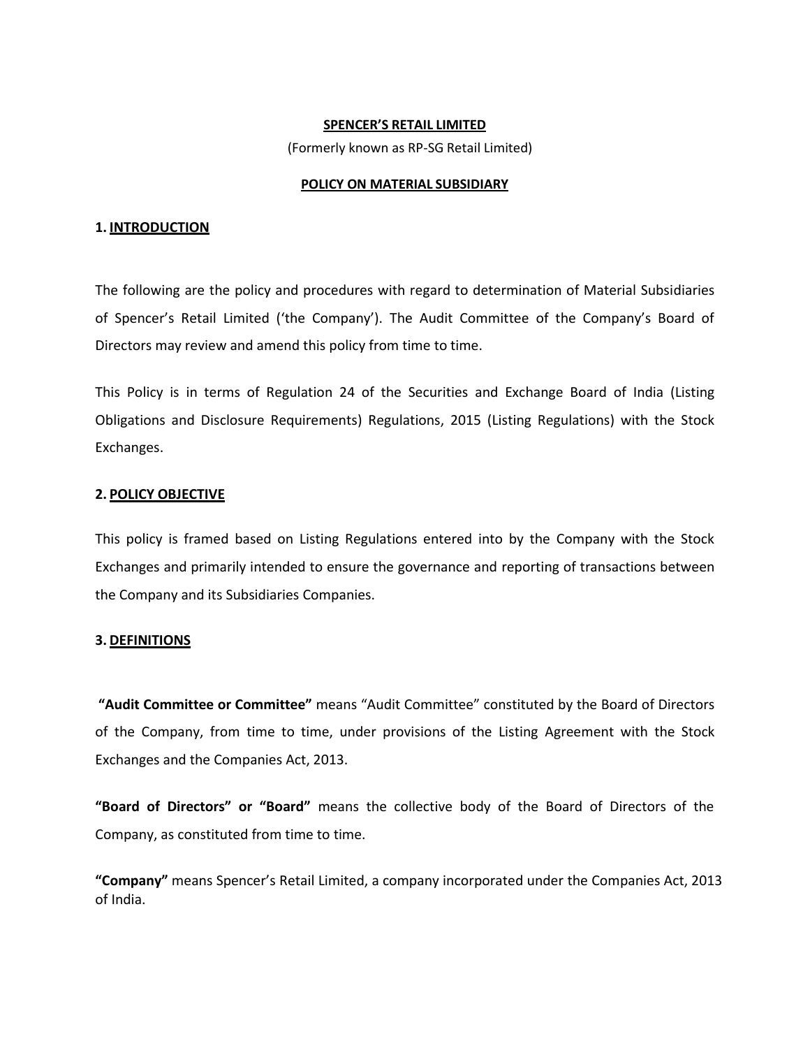# SPENCER'S RETAIL LIMITED

(Formerly known as RP-SG Retail Limited)

## POLICY ON MATERIAL SUBSIDIARY

## 1. INTRODUCTION

The following are the policy and procedures with regard to determination of Material Subsidiaries of Spencer's Retail Limited ('the Company'). The Audit Committee of the Company's Board of Directors may review and amend this policy from time to time.

This Policy is in terms of Regulation 24 of the Securities and Exchange Board of India (Listing Obligations and Disclosure Requirements) Regulations, 2015 (Listing Regulations) with the Stock Exchanges.

## 2. POLICY OBJECTIVE

This policy is framed based on Listing Regulations entered into by the Company with the Stock Exchanges and primarily intended to ensure the governance and reporting of transactions between the Company and its Subsidiaries Companies.

## 3. DEFINITIONS

**"Audit Committee or Committee"** means "Audit Committee" constituted by the Board of Directors of the Company, from time to time, under provisions of the Listing Agreement with the Stock Exchanges and the Companies Act, 2013.

**"Board of Directors" or "Board"** means the collective body of the Board of Directors of the Company, as constituted from time to time.

**"Company"** means Spencer's Retail Limited, a company incorporated under the Companies Act, 2013 of India.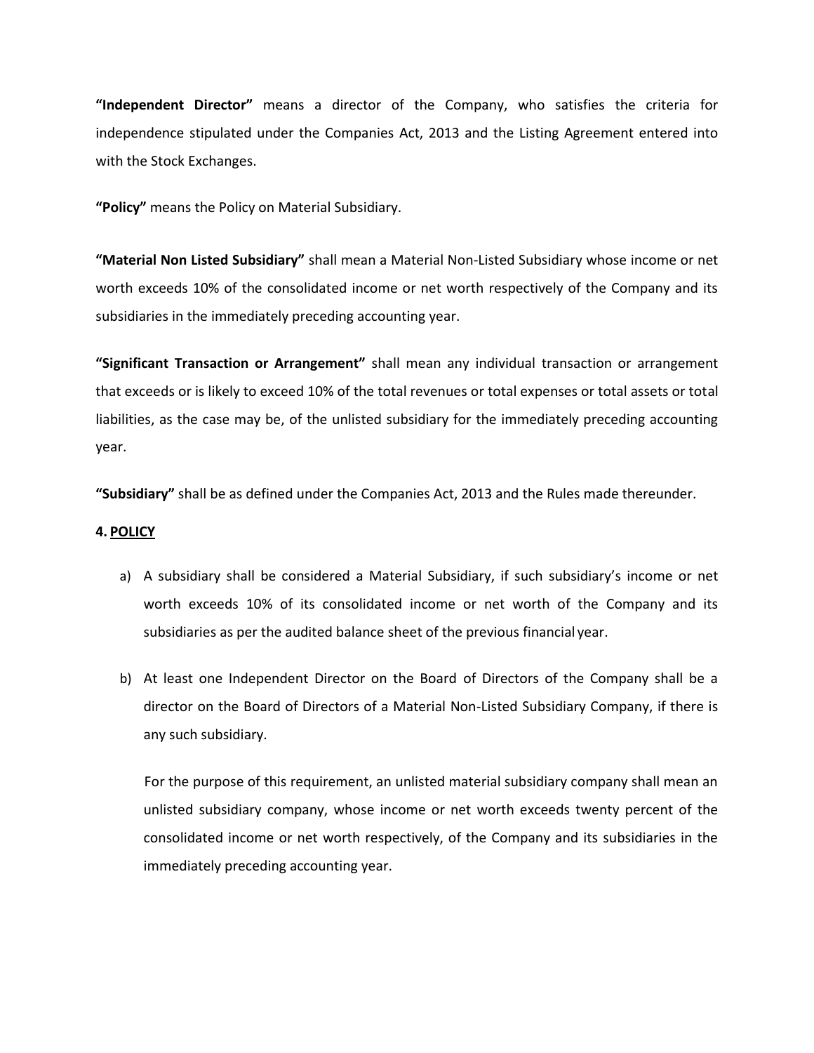**"Independent Director"** means a director of the Company, who satisfies the criteria for independence stipulated under the Companies Act, 2013 and the Listing Agreement entered into with the Stock Exchanges.

**"Policy"** means the Policy on Material Subsidiary.

**"Material Non Listed Subsidiary"** shall mean a Material Non-Listed Subsidiary whose income or net worth exceeds 10% of the consolidated income or net worth respectively of the Company and its subsidiaries in the immediately preceding accounting year.

**"Significant Transaction or Arrangement"** shall mean any individual transaction or arrangement that exceeds or is likely to exceed 10% of the total revenues or total expenses or total assets or total liabilities, as the case may be, of the unlisted subsidiary for the immediately preceding accounting year.

**"Subsidiary"** shall be as defined under the Companies Act, 2013 and the Rules made thereunder.

**4. <u>POLICY</u>**

a) A subsidiary shall be considered a Material Subsidiary, if such subsidiary's income or net worth exceeds 10% of its consolidated income or net worth of the Company and its subsidiaries as per the audited balance sheet of the previous financial year.

b) At least one Independent Director on the Board of Directors of the Company shall be a director on the Board of Directors of a Material Non-Listed Subsidiary Company, if there is any such subsidiary.

   For the purpose of this requirement, an unlisted material subsidiary company shall mean an unlisted subsidiary company, whose income or net worth exceeds twenty percent of the consolidated income or net worth respectively, of the Company and its subsidiaries in the immediately preceding accounting year.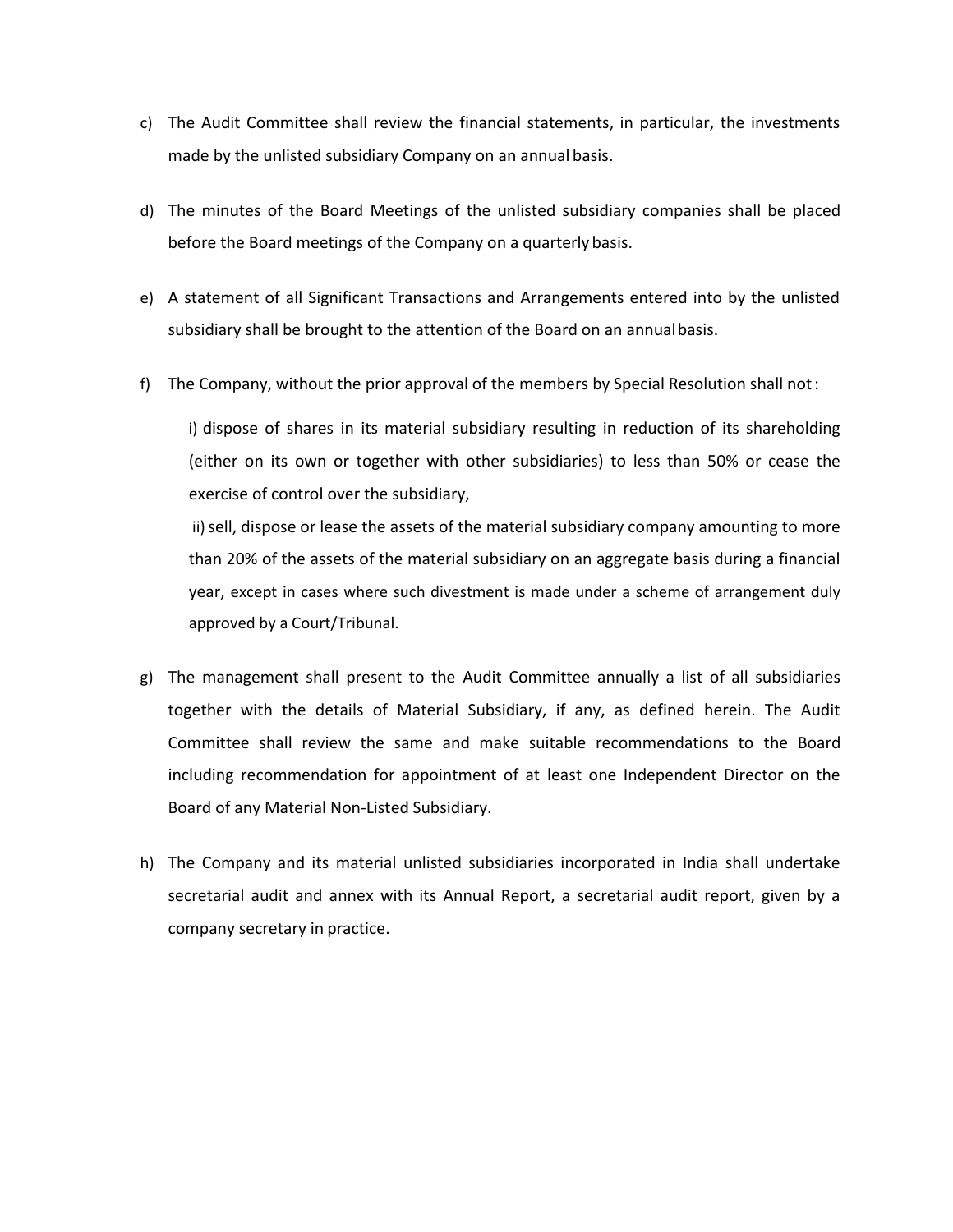c) The Audit Committee shall review the financial statements, in particular, the investments made by the unlisted subsidiary Company on an annual basis.

d) The minutes of the Board Meetings of the unlisted subsidiary companies shall be placed before the Board meetings of the Company on a quarterly basis.

e) A statement of all Significant Transactions and Arrangements entered into by the unlisted subsidiary shall be brought to the attention of the Board on an annual basis.

f) The Company, without the prior approval of the members by Special Resolution shall not :

   i) dispose of shares in its material subsidiary resulting in reduction of its shareholding (either on its own or together with other subsidiaries) to less than 50% or cease the exercise of control over the subsidiary,

   ii) sell, dispose or lease the assets of the material subsidiary company amounting to more than 20% of the assets of the material subsidiary on an aggregate basis during a financial year, except in cases where such divestment is made under a scheme of arrangement duly approved by a Court/Tribunal.

g) The management shall present to the Audit Committee annually a list of all subsidiaries together with the details of Material Subsidiary, if any, as defined herein. The Audit Committee shall review the same and make suitable recommendations to the Board including recommendation for appointment of at least one Independent Director on the Board of any Material Non-Listed Subsidiary.

h) The Company and its material unlisted subsidiaries incorporated in India shall undertake secretarial audit and annex with its Annual Report, a secretarial audit report, given by a company secretary in practice.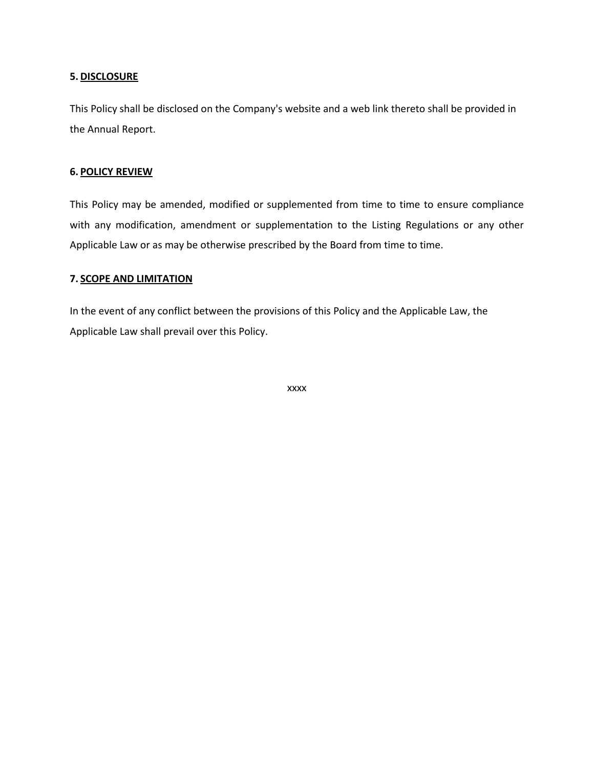## 5. DISCLOSURE

This Policy shall be disclosed on the Company's website and a web link thereto shall be provided in the Annual Report.

## 6. POLICY REVIEW

This Policy may be amended, modified or supplemented from time to time to ensure compliance with any modification, amendment or supplementation to the Listing Regulations or any other Applicable Law or as may be otherwise prescribed by the Board from time to time.

## 7. SCOPE AND LIMITATION

In the event of any conflict between the provisions of this Policy and the Applicable Law, the Applicable Law shall prevail over this Policy.

xxxx